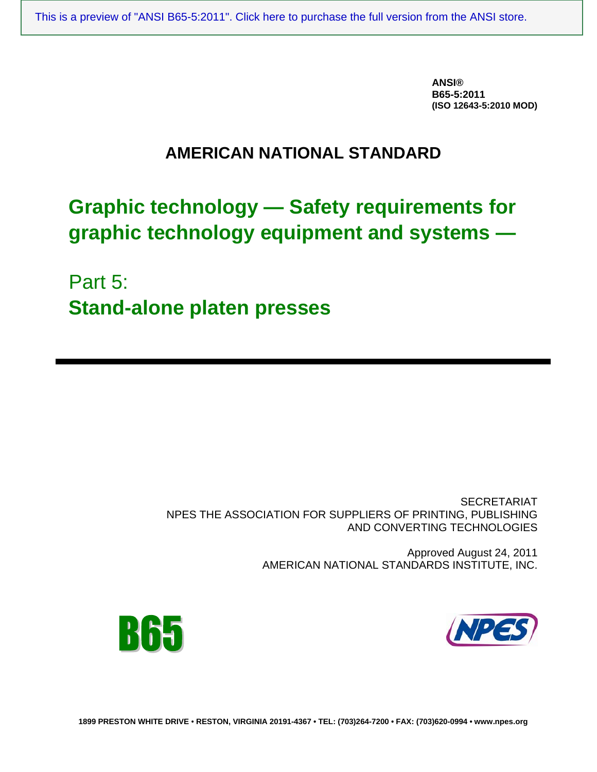This is a preview of "ANSI B65-5:2011". Click here to purchase the full version from the ANSI store.

**ANSI®**
**B65-5:2011**
**(ISO 12643-5:2010 MOD)**

# AMERICAN NATIONAL STANDARD

# Graphic technology — Safety requirements for graphic technology equipment and systems —

## Part 5:
## Stand-alone platen presses

SECRETARIAT
NPES THE ASSOCIATION FOR SUPPLIERS OF PRINTING, PUBLISHING AND CONVERTING TECHNOLOGIES

Approved August 24, 2011
AMERICAN NATIONAL STANDARDS INSTITUTE, INC.

B65

NPES

1899 PRESTON WHITE DRIVE • RESTON, VIRGINIA 20191-4367 • TEL: (703)264-7200 • FAX: (703)620-0994 • www.npes.org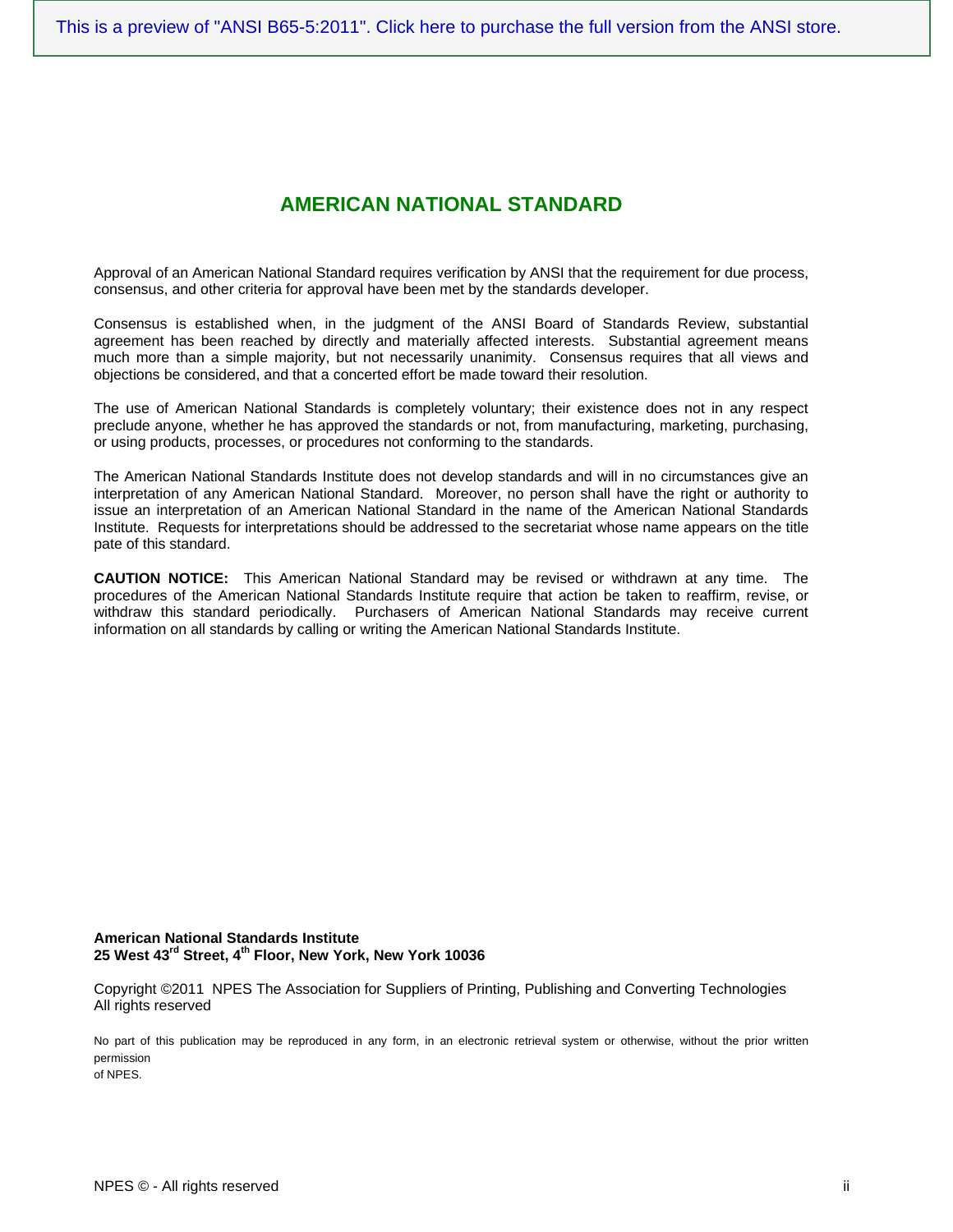# AMERICAN NATIONAL STANDARD

Approval of an American National Standard requires verification by ANSI that the requirement for due process, consensus, and other criteria for approval have been met by the standards developer.

Consensus is established when, in the judgment of the ANSI Board of Standards Review, substantial agreement has been reached by directly and materially affected interests. Substantial agreement means much more than a simple majority, but not necessarily unanimity. Consensus requires that all views and objections be considered, and that a concerted effort be made toward their resolution.

The use of American National Standards is completely voluntary; their existence does not in any respect preclude anyone, whether he has approved the standards or not, from manufacturing, marketing, purchasing, or using products, processes, or procedures not conforming to the standards.

The American National Standards Institute does not develop standards and will in no circumstances give an interpretation of any American National Standard. Moreover, no person shall have the right or authority to issue an interpretation of an American National Standard in the name of the American National Standards Institute. Requests for interpretations should be addressed to the secretariat whose name appears on the title pate of this standard.

**CAUTION NOTICE:** This American National Standard may be revised or withdrawn at any time. The procedures of the American National Standards Institute require that action be taken to reaffirm, revise, or withdraw this standard periodically. Purchasers of American National Standards may receive current information on all standards by calling or writing the American National Standards Institute.

**American National Standards Institute**
**25 West 43rd Street, 4th Floor, New York, New York 10036**

Copyright ©2011 NPES The Association for Suppliers of Printing, Publishing and Converting Technologies
All rights reserved

No part of this publication may be reproduced in any form, in an electronic retrieval system or otherwise, without the prior written permission of NPES.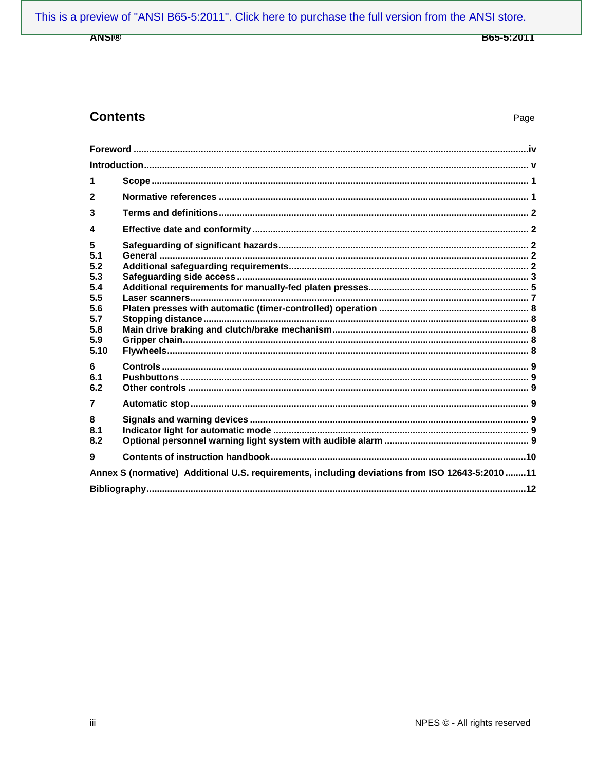# Contents

| | | Page |
|---|---|---|
| **Foreword** | | **iv** |
| **Introduction** | | **v** |
| **1** | **Scope** | **1** |
| **2** | **Normative references** | **1** |
| **3** | **Terms and definitions** | **2** |
| **4** | **Effective date and conformity** | **2** |
| **5** | **Safeguarding of significant hazards** | **2** |
| **5.1** | **General** | **2** |
| **5.2** | **Additional safeguarding requirements** | **2** |
| **5.3** | **Safeguarding side access** | **3** |
| **5.4** | **Additional requirements for manually-fed platen presses** | **5** |
| **5.5** | **Laser scanners** | **7** |
| **5.6** | **Platen presses with automatic (timer-controlled) operation** | **8** |
| **5.7** | **Stopping distance** | **8** |
| **5.8** | **Main drive braking and clutch/brake mechanism** | **8** |
| **5.9** | **Gripper chain** | **8** |
| **5.10** | **Flywheels** | **8** |
| **6** | **Controls** | **9** |
| **6.1** | **Pushbuttons** | **9** |
| **6.2** | **Other controls** | **9** |
| **7** | **Automatic stop** | **9** |
| **8** | **Signals and warning devices** | **9** |
| **8.1** | **Indicator light for automatic mode** | **9** |
| **8.2** | **Optional personnel warning light system with audible alarm** | **9** |
| **9** | **Contents of instruction handbook** | **10** |
| **Annex S (normative) Additional U.S. requirements, including deviations from ISO 12643-5:2010** | | **11** |
| **Bibliography** | | **12** |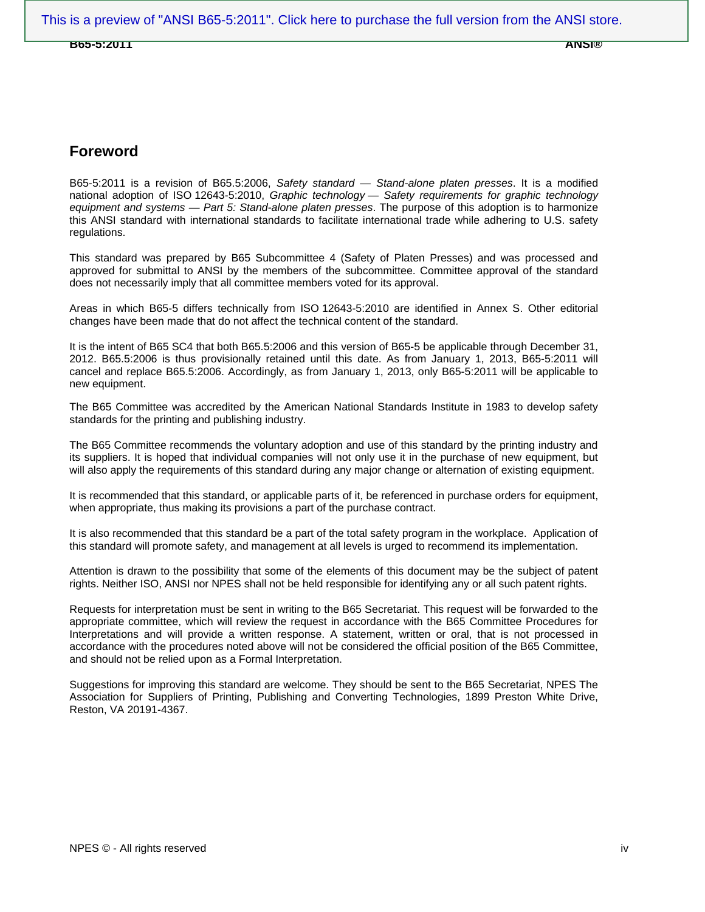## Foreword

B65-5:2011 is a revision of B65.5:2006, *Safety standard — Stand-alone platen presses*. It is a modified national adoption of ISO 12643-5:2010, *Graphic technology — Safety requirements for graphic technology equipment and systems — Part 5: Stand-alone platen presses*. The purpose of this adoption is to harmonize this ANSI standard with international standards to facilitate international trade while adhering to U.S. safety regulations.

This standard was prepared by B65 Subcommittee 4 (Safety of Platen Presses) and was processed and approved for submittal to ANSI by the members of the subcommittee. Committee approval of the standard does not necessarily imply that all committee members voted for its approval.

Areas in which B65-5 differs technically from ISO 12643-5:2010 are identified in Annex S. Other editorial changes have been made that do not affect the technical content of the standard.

It is the intent of B65 SC4 that both B65.5:2006 and this version of B65-5 be applicable through December 31, 2012. B65.5:2006 is thus provisionally retained until this date. As from January 1, 2013, B65-5:2011 will cancel and replace B65.5:2006. Accordingly, as from January 1, 2013, only B65-5:2011 will be applicable to new equipment.

The B65 Committee was accredited by the American National Standards Institute in 1983 to develop safety standards for the printing and publishing industry.

The B65 Committee recommends the voluntary adoption and use of this standard by the printing industry and its suppliers. It is hoped that individual companies will not only use it in the purchase of new equipment, but will also apply the requirements of this standard during any major change or alternation of existing equipment.

It is recommended that this standard, or applicable parts of it, be referenced in purchase orders for equipment, when appropriate, thus making its provisions a part of the purchase contract.

It is also recommended that this standard be a part of the total safety program in the workplace. Application of this standard will promote safety, and management at all levels is urged to recommend its implementation.

Attention is drawn to the possibility that some of the elements of this document may be the subject of patent rights. Neither ISO, ANSI nor NPES shall not be held responsible for identifying any or all such patent rights.

Requests for interpretation must be sent in writing to the B65 Secretariat. This request will be forwarded to the appropriate committee, which will review the request in accordance with the B65 Committee Procedures for Interpretations and will provide a written response. A statement, written or oral, that is not processed in accordance with the procedures noted above will not be considered the official position of the B65 Committee, and should not be relied upon as a Formal Interpretation.

Suggestions for improving this standard are welcome. They should be sent to the B65 Secretariat, NPES The Association for Suppliers of Printing, Publishing and Converting Technologies, 1899 Preston White Drive, Reston, VA 20191-4367.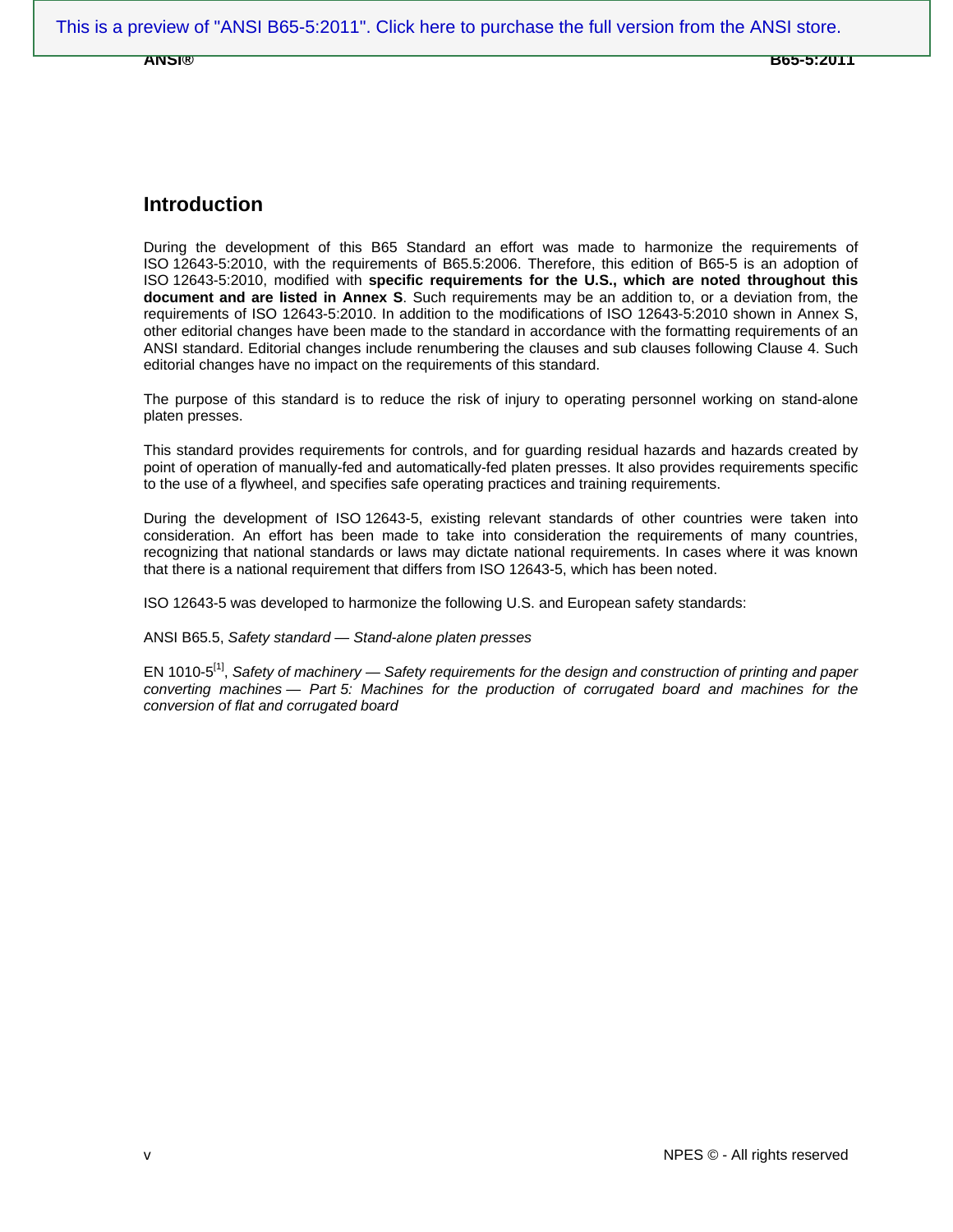## Introduction

During the development of this B65 Standard an effort was made to harmonize the requirements of ISO 12643-5:2010, with the requirements of B65.5:2006. Therefore, this edition of B65-5 is an adoption of ISO 12643-5:2010, modified with **specific requirements for the U.S., which are noted throughout this document and are listed in Annex S**. Such requirements may be an addition to, or a deviation from, the requirements of ISO 12643-5:2010. In addition to the modifications of ISO 12643-5:2010 shown in Annex S, other editorial changes have been made to the standard in accordance with the formatting requirements of an ANSI standard. Editorial changes include renumbering the clauses and sub clauses following Clause 4. Such editorial changes have no impact on the requirements of this standard.

The purpose of this standard is to reduce the risk of injury to operating personnel working on stand-alone platen presses.

This standard provides requirements for controls, and for guarding residual hazards and hazards created by point of operation of manually-fed and automatically-fed platen presses. It also provides requirements specific to the use of a flywheel, and specifies safe operating practices and training requirements.

During the development of ISO 12643-5, existing relevant standards of other countries were taken into consideration. An effort has been made to take into consideration the requirements of many countries, recognizing that national standards or laws may dictate national requirements. In cases where it was known that there is a national requirement that differs from ISO 12643-5, which has been noted.

ISO 12643-5 was developed to harmonize the following U.S. and European safety standards:

ANSI B65.5, *Safety standard — Stand-alone platen presses*

EN 1010-5[1], *Safety of machinery — Safety requirements for the design and construction of printing and paper converting machines — Part 5: Machines for the production of corrugated board and machines for the conversion of flat and corrugated board*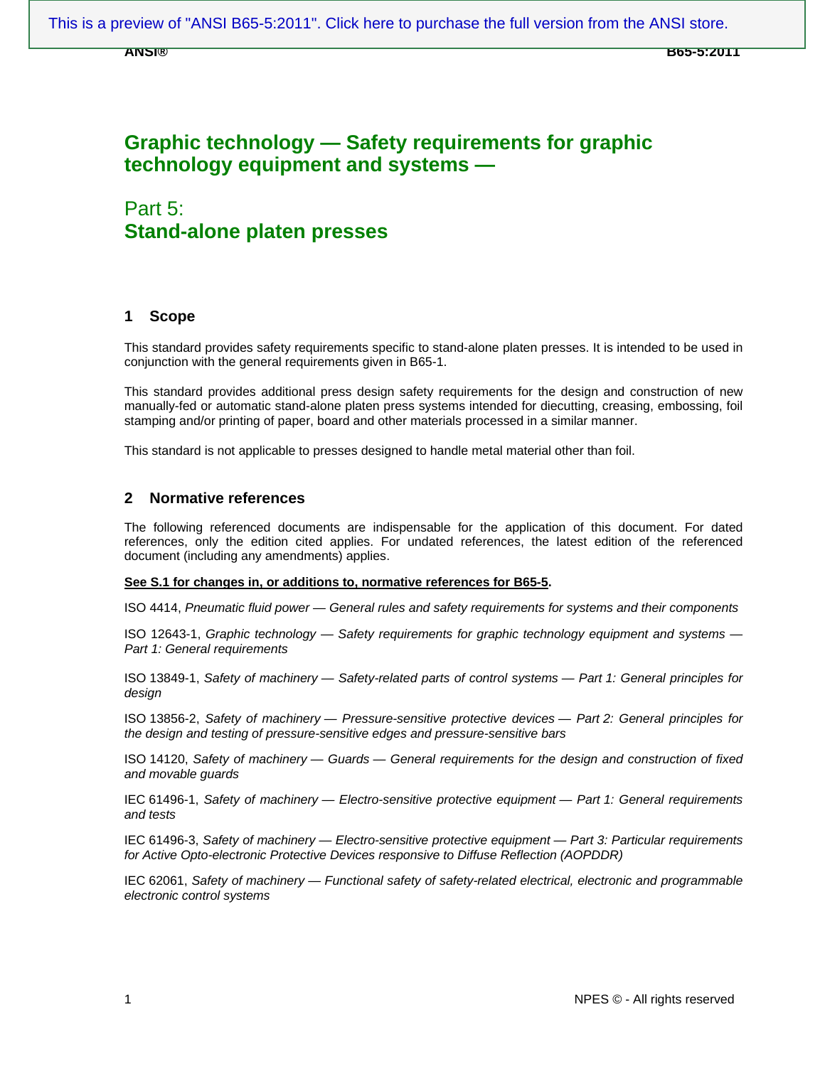# Graphic technology — Safety requirements for graphic technology equipment and systems —

## Part 5: Stand-alone platen presses

### 1 Scope

This standard provides safety requirements specific to stand-alone platen presses. It is intended to be used in conjunction with the general requirements given in B65-1.

This standard provides additional press design safety requirements for the design and construction of new manually-fed or automatic stand-alone platen press systems intended for diecutting, creasing, embossing, foil stamping and/or printing of paper, board and other materials processed in a similar manner.

This standard is not applicable to presses designed to handle metal material other than foil.

### 2 Normative references

The following referenced documents are indispensable for the application of this document. For dated references, only the edition cited applies. For undated references, the latest edition of the referenced document (including any amendments) applies.

**See S.1 for changes in, or additions to, normative references for B65-5.**

ISO 4414, *Pneumatic fluid power — General rules and safety requirements for systems and their components*

ISO 12643-1, *Graphic technology — Safety requirements for graphic technology equipment and systems — Part 1: General requirements*

ISO 13849-1, *Safety of machinery — Safety-related parts of control systems — Part 1: General principles for design*

ISO 13856-2, *Safety of machinery — Pressure-sensitive protective devices — Part 2: General principles for the design and testing of pressure-sensitive edges and pressure-sensitive bars*

ISO 14120, *Safety of machinery — Guards — General requirements for the design and construction of fixed and movable guards*

IEC 61496-1, *Safety of machinery — Electro-sensitive protective equipment — Part 1: General requirements and tests*

IEC 61496-3, *Safety of machinery — Electro-sensitive protective equipment — Part 3: Particular requirements for Active Opto-electronic Protective Devices responsive to Diffuse Reflection (AOPDDR)*

IEC 62061, *Safety of machinery — Functional safety of safety-related electrical, electronic and programmable electronic control systems*